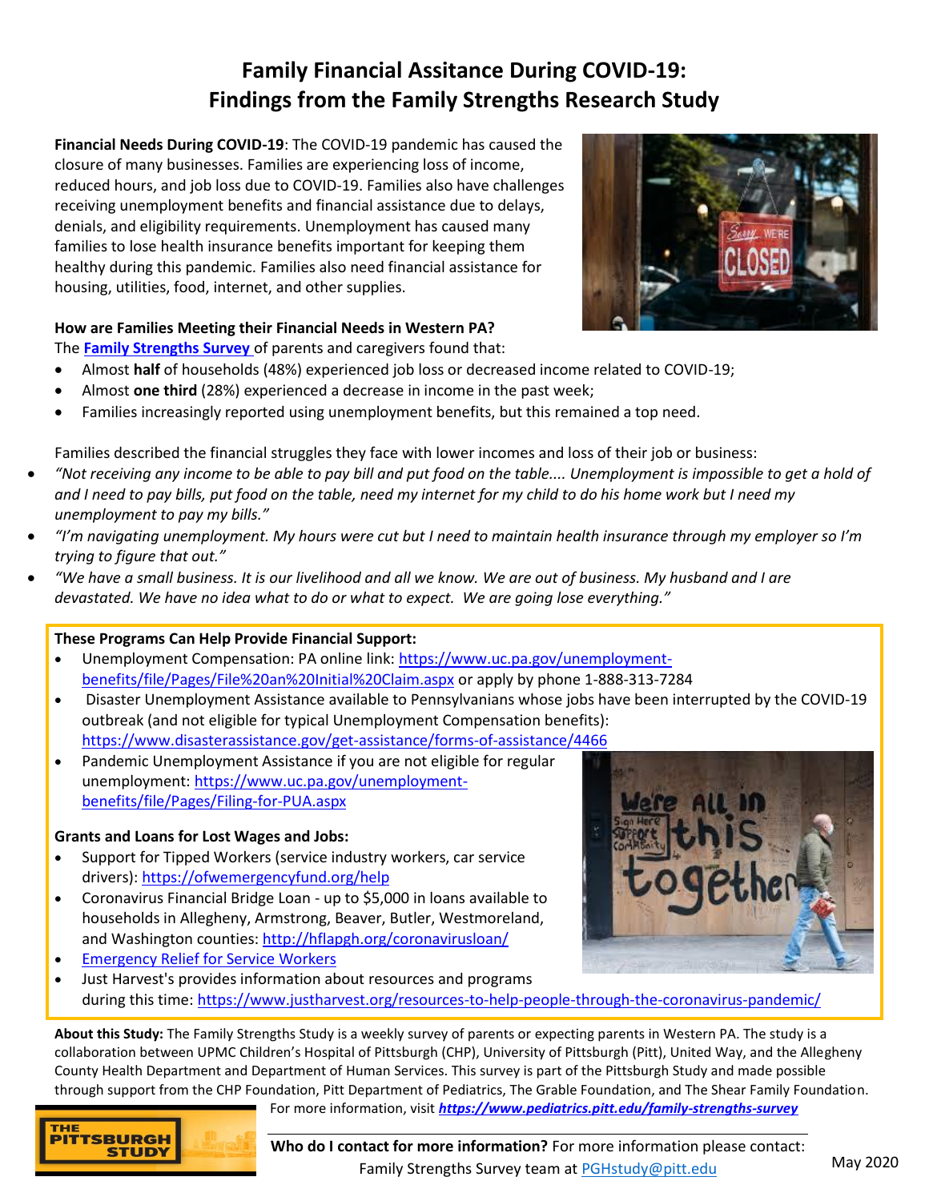# Family Financial Assitance During COVID-19: Findings from the Family Strengths Research Study

**Financial Needs During COVID-19**: The COVID-19 pandemic has caused the closure of many businesses. Families are experiencing loss of income, reduced hours, and job loss due to COVID-19. Families also have challenges receiving unemployment benefits and financial assistance due to delays, denials, and eligibility requirements. Unemployment has caused many families to lose health insurance benefits important for keeping them healthy during this pandemic. Families also need financial assistance for housing, utilities, food, internet, and other supplies.

**How are Families Meeting their Financial Needs in Western PA?**

The **Family Strengths Survey** of parents and caregivers found that:

- Almost **half** of households (48%) experienced job loss or decreased income related to COVID-19;
- Almost **one third** (28%) experienced a decrease in income in the past week;
- Families increasingly reported using unemployment benefits, but this remained a top need.

Families described the financial struggles they face with lower incomes and loss of their job or business:

- *"Not receiving any income to be able to pay bill and put food on the table.... Unemployment is impossible to get a hold of and I need to pay bills, put food on the table, need my internet for my child to do his home work but I need my unemployment to pay my bills."*
- *"I'm navigating unemployment. My hours were cut but I need to maintain health insurance through my employer so I'm trying to figure that out."*
- *"We have a small business. It is our livelihood and all we know. We are out of business. My husband and I are devastated. We have no idea what to do or what to expect. We are going lose everything."*

**These Programs Can Help Provide Financial Support:**

- Unemployment Compensation: PA online link: https://www.uc.pa.gov/unemployment-benefits/file/Pages/File%20an%20Initial%20Claim.aspx or apply by phone 1-888-313-7284
- Disaster Unemployment Assistance available to Pennsylvanians whose jobs have been interrupted by the COVID-19 outbreak (and not eligible for typical Unemployment Compensation benefits): https://www.disasterassistance.gov/get-assistance/forms-of-assistance/4466
- Pandemic Unemployment Assistance if you are not eligible for regular unemployment: https://www.uc.pa.gov/unemployment-benefits/file/Pages/Filing-for-PUA.aspx

**Grants and Loans for Lost Wages and Jobs:**

- Support for Tipped Workers (service industry workers, car service drivers): https://ofwemergencyfund.org/help
- Coronavirus Financial Bridge Loan - up to $5,000 in loans available to households in Allegheny, Armstrong, Beaver, Butler, Westmoreland, and Washington counties: http://hflapgh.org/coronavirusloan/
- Emergency Relief for Service Workers
- Just Harvest's provides information about resources and programs during this time: https://www.justharvest.org/resources-to-help-people-through-the-coronavirus-pandemic/

**About this Study:** The Family Strengths Study is a weekly survey of parents or expecting parents in Western PA. The study is a collaboration between UPMC Children's Hospital of Pittsburgh (CHP), University of Pittsburgh (Pitt), United Way, and the Allegheny County Health Department and Department of Human Services. This survey is part of the Pittsburgh Study and made possible through support from the CHP Foundation, Pitt Department of Pediatrics, The Grable Foundation, and The Shear Family Foundation. For more information, visit ***https://www.pediatrics.pitt.edu/family-strengths-survey***

**Who do I contact for more information?** For more information please contact: Family Strengths Survey team at PGHstudy@pitt.edu

May 2020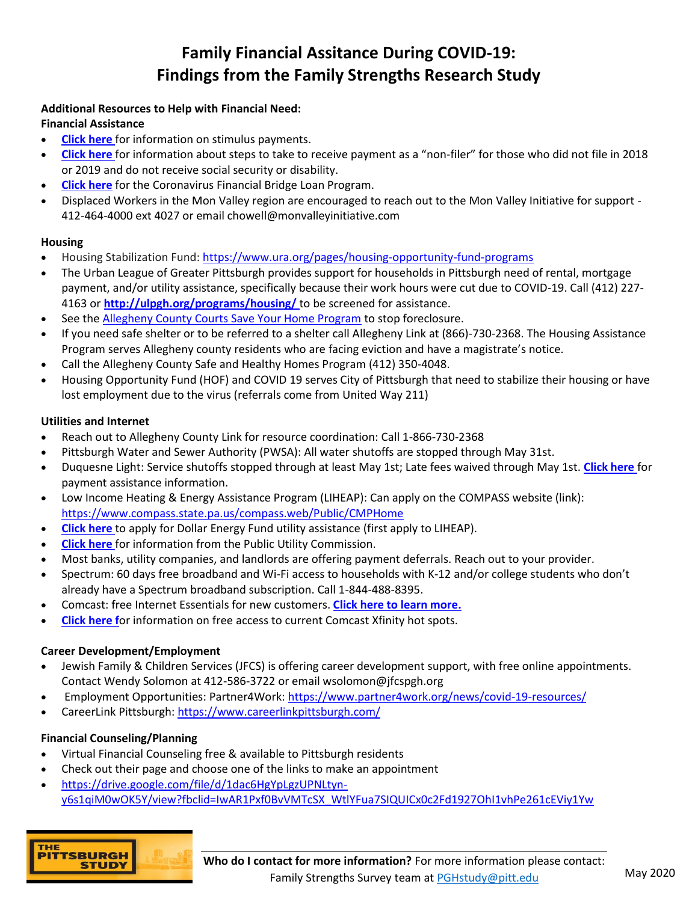# Family Financial Assitance During COVID-19: Findings from the Family Strengths Research Study

**Additional Resources to Help with Financial Need:**

**Financial Assistance**

- **Click here** for information on stimulus payments.
- **Click here** for information about steps to take to receive payment as a "non-filer" for those who did not file in 2018 or 2019 and do not receive social security or disability.
- **Click here** for the Coronavirus Financial Bridge Loan Program.
- Displaced Workers in the Mon Valley region are encouraged to reach out to the Mon Valley Initiative for support - 412-464-4000 ext 4027 or email chowell@monvalleyinitiative.com

**Housing**

- Housing Stabilization Fund: https://www.ura.org/pages/housing-opportunity-fund-programs
- The Urban League of Greater Pittsburgh provides support for households in Pittsburgh need of rental, mortgage payment, and/or utility assistance, specifically because their work hours were cut due to COVID-19. Call (412) 227-4163 or **http://ulpgh.org/programs/housing/** to be screened for assistance.
- See the Allegheny County Courts Save Your Home Program to stop foreclosure.
- If you need safe shelter or to be referred to a shelter call Allegheny Link at (866)-730-2368. The Housing Assistance Program serves Allegheny county residents who are facing eviction and have a magistrate's notice.
- Call the Allegheny County Safe and Healthy Homes Program (412) 350-4048.
- Housing Opportunity Fund (HOF) and COVID 19 serves City of Pittsburgh that need to stabilize their housing or have lost employment due to the virus (referrals come from United Way 211)

**Utilities and Internet**

- Reach out to Allegheny County Link for resource coordination: Call 1-866-730-2368
- Pittsburgh Water and Sewer Authority (PWSA): All water shutoffs are stopped through May 31st.
- Duquesne Light: Service shutoffs stopped through at least May 1st; Late fees waived through May 1st. **Click here** for payment assistance information.
- Low Income Heating & Energy Assistance Program (LIHEAP): Can apply on the COMPASS website (link): https://www.compass.state.pa.us/compass.web/Public/CMPHome
- **Click here** to apply for Dollar Energy Fund utility assistance (first apply to LIHEAP).
- **Click here** for information from the Public Utility Commission.
- Most banks, utility companies, and landlords are offering payment deferrals. Reach out to your provider.
- Spectrum: 60 days free broadband and Wi-Fi access to households with K-12 and/or college students who don't already have a Spectrum broadband subscription. Call 1-844-488-8395.
- Comcast: free Internet Essentials for new customers. **Click here to learn more.**
- **Click here** for information on free access to current Comcast Xfinity hot spots.

**Career Development/Employment**

- Jewish Family & Children Services (JFCS) is offering career development support, with free online appointments. Contact Wendy Solomon at 412-586-3722 or email wsolomon@jfcspgh.org
- Employment Opportunities: Partner4Work: https://www.partner4work.org/news/covid-19-resources/
- CareerLink Pittsburgh: https://www.careerlinkpittsburgh.com/

**Financial Counseling/Planning**

- Virtual Financial Counseling free & available to Pittsburgh residents
- Check out their page and choose one of the links to make an appointment
- https://drive.google.com/file/d/1dac6HgYpLgzUPNLtyn-y6s1qiM0wOK5Y/view?fbclid=IwAR1Pxf0BvVMTcSX_WtlYFua7SIQUICx0c2Fd1927OhI1vhPe261cEViy1Yw

THE PITTSBURGH STUDY

**Who do I contact for more information?** For more information please contact: Family Strengths Survey team at PGHstudy@pitt.edu

May 2020